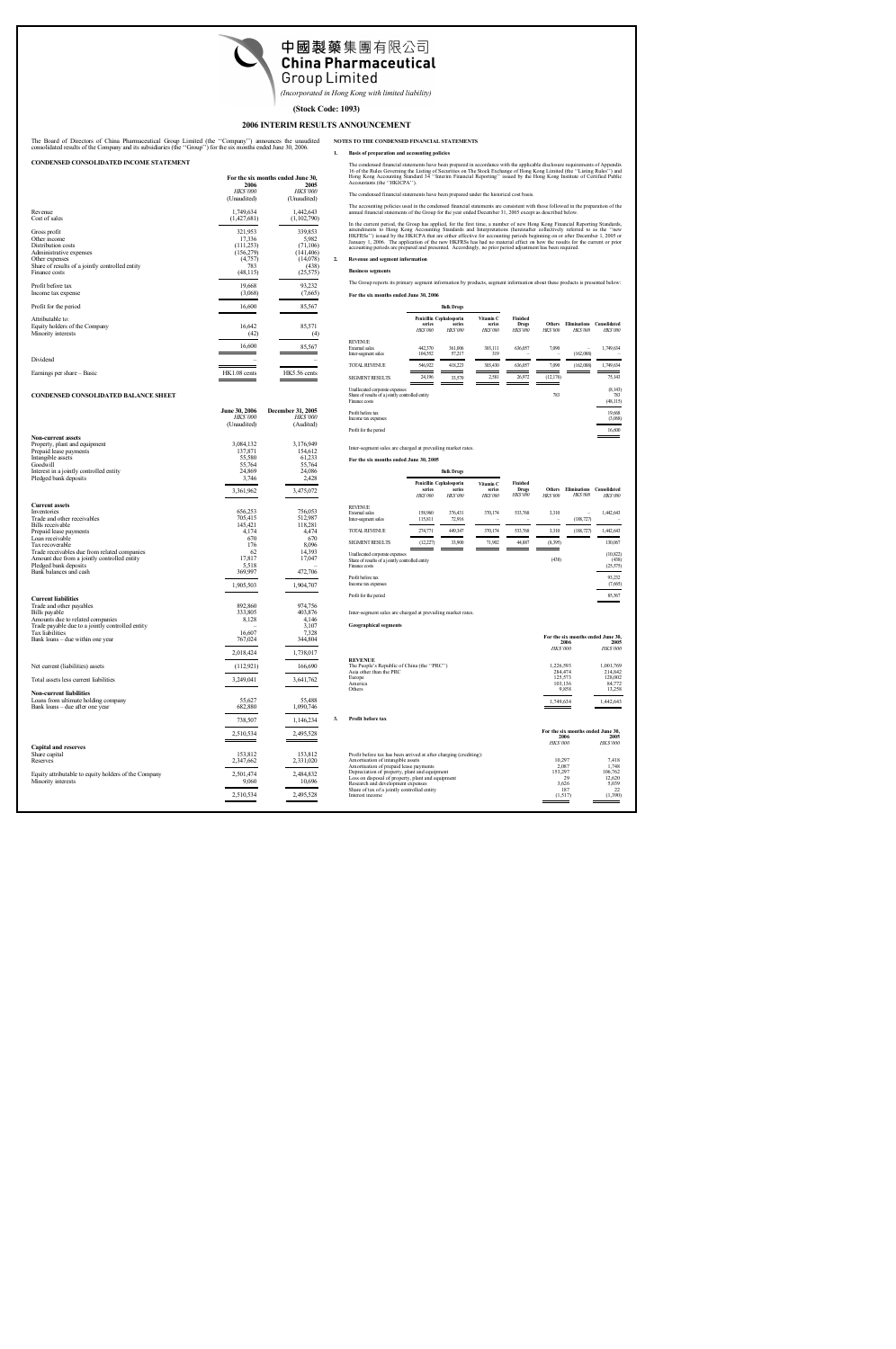# 中國製藥集團有限公司
# China Pharmaceutical Group Limited

*(Incorporated in Hong Kong with limited liability)*

**(Stock Code: 1093)**

## 2006 INTERIM RESULTS ANNOUNCEMENT

The Board of Directors of China Pharmaceutical Group Limited (the "Company") announces the unaudited consolidated results of the Company and its subsidiaries (the "Group") for the six months ended June 30, 2006.

### CONDENSED CONSOLIDATED INCOME STATEMENT

| | For the six months ended June 30, 2006 | 2005 |
|---|---|---|
| | *HK$'000* | *HK$'000* |
| | (Unaudited) | (Unaudited) |
| Revenue | 1,749,634 | 1,442,643 |
| Cost of sales | (1,427,681) | (1,102,790) |
| Gross profit | 321,953 | 339,853 |
| Other income | 17,336 | 5,982 |
| Distribution costs | (111,253) | (71,106) |
| Administrative expenses | (156,279) | (141,406) |
| Other expenses | (4,757) | (14,078) |
| Share of results of a jointly controlled entity | 783 | (438) |
| Finance costs | (48,115) | (25,575) |
| Profit before tax | 19,668 | 93,232 |
| Income tax expense | (3,068) | (7,665) |
| Profit for the period | 16,600 | 85,567 |
| Attributable to: | | |
| Equity holders of the Company | 16,642 | 85,571 |
| Minority interests | (42) | (4) |
| | 16,600 | 85,567 |
| Dividend | – | – |
| Earnings per share – Basic | HK1.08 cents | HK5.56 cents |

### CONDENSED CONSOLIDATED BALANCE SHEET

| | June 30, 2006 | December 31, 2005 |
|---|---|---|
| | *HK$'000* | *HK$'000* |
| | (Unaudited) | (Audited) |
| **Non-current assets** | | |
| Property, plant and equipment | 3,084,132 | 3,176,949 |
| Prepaid lease payments | 137,871 | 154,612 |
| Intangible assets | 55,580 | 61,233 |
| Goodwill | 55,764 | 55,764 |
| Interest in a jointly controlled entity | 24,869 | 24,086 |
| Pledged bank deposits | 3,746 | 2,428 |
| | 3,361,962 | 3,475,072 |
| **Current assets** | | |
| Inventories | 656,253 | 756,053 |
| Trade and other receivables | 705,415 | 512,987 |
| Bills receivable | 145,421 | 118,281 |
| Prepaid lease payments | 4,174 | 4,474 |
| Loan receivable | 670 | 670 |
| Tax recoverable | 176 | 8,096 |
| Trade receivables due from related companies | 62 | 14,393 |
| Amount due from a jointly controlled entity | 17,817 | 17,047 |
| Pledged bank deposits | 5,518 | – |
| Bank balances and cash | 369,997 | 472,706 |
| | 1,905,503 | 1,904,707 |
| **Current liabilities** | | |
| Trade and other payables | 892,860 | 974,756 |
| Bills payable | 333,805 | 403,876 |
| Amounts due to related companies | 8,128 | 4,146 |
| Trade payable due to a jointly controlled entity | – | 3,107 |
| Tax liabilities | 16,607 | 7,328 |
| Bank loans – due within one year | 767,024 | 344,804 |
| | 2,018,424 | 1,738,017 |
| Net current (liabilities) assets | (112,921) | 166,690 |
| Total assets less current liabilities | 3,249,041 | 3,641,762 |
| **Non-current liabilities** | | |
| Loans from ultimate holding company | 55,627 | 55,488 |
| Bank loans – due after one year | 682,880 | 1,090,746 |
| | 738,507 | 1,146,234 |
| | 2,510,534 | 2,495,528 |
| **Capital and reserves** | | |
| Share capital | 153,812 | 153,812 |
| Reserves | 2,347,662 | 2,331,020 |
| Equity attributable to equity holders of the Company | 2,501,474 | 2,484,832 |
| Minority interests | 9,060 | 10,696 |
| | 2,510,534 | 2,495,528 |

### NOTES TO THE CONDENSED FINANCIAL STATEMENTS

**1. Basis of preparation and accounting policies**

The condensed financial statements have been prepared in accordance with the applicable disclosure requirements of Appendix 16 of the Rules Governing the Listing of Securities on The Stock Exchange of Hong Kong Limited (the "Listing Rules") and Hong Kong Accounting Standard 34 "Interim Financial Reporting" issued by the Hong Kong Institute of Certified Public Accountants (the "HKICPA").

The condensed financial statements have been prepared under the historical cost basis.

The accounting policies used in the condensed financial statements are consistent with those followed in the preparation of the annual financial statements of the Group for the year ended December 31, 2005 except as described below.

In the current period, the Group has applied, for the first time, a number of new Hong Kong Financial Reporting Standards, amendments to Hong Kong Accounting Standards and Interpretations (hereinafter collectively referred to as the "new HKFRSs") issued by the HKICPA that are either effective for accounting periods beginning on or after December 1, 2005 or January 1, 2006. The application of the new HKFRSs has had no material effect on how the results for the current or prior accounting periods are prepared and presented. Accordingly, no prior period adjustment has been required.

**2. Revenue and segment information**

**Business segments**

The Group reports its primary segment information by products, segment information about these products is presented below:

**For the six months ended June 30, 2006**

| | Bulk Drugs | | | | | | |
|---|---|---|---|---|---|---|---|
| | Penicillin series | Cephalosporin series | Vitamin C series | Finished Drugs | Others | Eliminations | Consolidated |
| | *HK$'000* | *HK$'000* | *HK$'000* | *HK$'000* | *HK$'000* | *HK$'000* | *HK$'000* |
| REVENUE | | | | | | | |
| External sales | 442,370 | 361,006 | 303,111 | 636,057 | 7,090 | – | 1,749,634 |
| Inter-segment sales | 104,552 | 57,217 | 319 | – | – | (162,088) | – |
| TOTAL REVENUE | 546,922 | 418,223 | 303,430 | 636,057 | 7,090 | (162,088) | 1,749,634 |
| SEGMENT RESULTS | 24,196 | 35,570 | 2,581 | 26,972 | (12,178) | | 75,143 |
| Unallocated corporate expenses | | | | | | | (8,143) |
| Share of results of a jointly controlled entity | | | | | 783 | | 783 |
| Finance costs | | | | | | | (48,115) |
| Profit before tax | | | | | | | 19,668 |
| Income tax expenses | | | | | | | (3,068) |
| Profit for the period | | | | | | | 16,600 |

Inter-segment sales are charged at prevailing market rates.

**For the six months ended June 30, 2005**

| | Bulk Drugs | | | | | | |
|---|---|---|---|---|---|---|---|
| | Penicillin series | Cephalosporin series | Vitamin C series | Finished Drugs | Others | Eliminations | Consolidated |
| | *HK$'000* | *HK$'000* | *HK$'000* | *HK$'000* | *HK$'000* | *HK$'000* | *HK$'000* |
| REVENUE | | | | | | | |
| External sales | 158,960 | 376,431 | 370,174 | 533,768 | 3,310 | – | 1,442,643 |
| Inter-segment sales | 115,811 | 72,916 | – | – | – | (188,727) | – |
| TOTAL REVENUE | 274,771 | 449,347 | 370,174 | 533,768 | 3,310 | (188,727) | 1,442,643 |
| SEGMENT RESULTS | (12,227) | 33,900 | 71,982 | 44,807 | (8,395) | | 130,067 |
| Unallocated corporate expenses | | | | | | | (10,822) |
| Share of results of a jointly controlled entity | | | | | (438) | | (438) |
| Finance costs | | | | | | | (25,575) |
| Profit before tax | | | | | | | 93,232 |
| Income tax expenses | | | | | | | (7,665) |
| Profit for the period | | | | | | | 85,567 |

Inter-segment sales are charged at prevailing market rates.

**Geographical segments**

| | For the six months ended June 30, 2006 | 2005 |
|---|---|---|
| | *HK$'000* | *HK$'000* |
| **REVENUE** | | |
| The People's Republic of China (the "PRC") | 1,226,593 | 1,001,769 |
| Asia other than the PRC | 284,474 | 214,842 |
| Europe | 125,573 | 128,002 |
| America | 103,136 | 84,772 |
| Others | 9,858 | 13,258 |
| | 1,749,634 | 1,442,643 |

**3. Profit before tax**

| | For the six months ended June 30, 2006 | 2005 |
|---|---|---|
| | *HK$'000* | *HK$'000* |
| Profit before tax has been arrived at after charging (crediting): | | |
| Amortisation of intangible assets | 10,297 | 7,418 |
| Amortisation of prepaid lease payments | 2,087 | 1,748 |
| Depreciation of property, plant and equipment | 153,297 | 106,762 |
| Loss on disposal of property, plant and equipment | 29 | 12,620 |
| Research and development expenses | 3,626 | 5,039 |
| Share of tax of a jointly controlled entity | 187 | 22 |
| Interest income | (1,517) | (1,390) |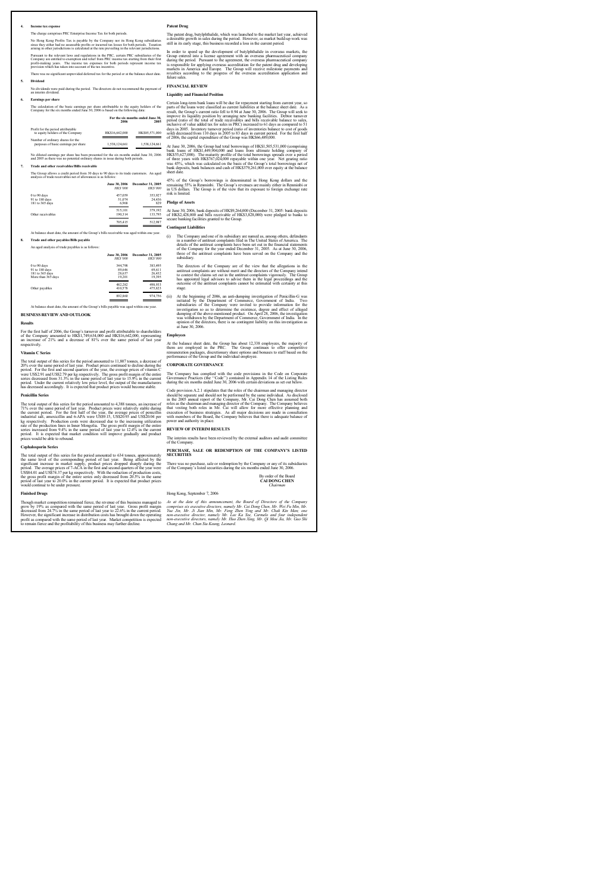#### 4. Income tax expense

The charge comprises PRC Enterprise Income Tax for both periods.

No Hong Kong Profits Tax is payable by the Company nor its Hong Kong subsidiaries since they either had no assessable profits or incurred tax losses for both periods. Taxation arising in other jurisdictions is calculated at the rate prevailing in the relevant jurisdictions.

Pursuant to the relevant laws and regulations in the PRC, certain PRC subsidiaries of the Company are entitled to exemption and relief from PRC income tax starting from their first profit-making years. The income tax expenses for both periods represent income tax provision which has taken into account of the tax incentive.

There was no significant unprovided deferred tax for the period or at the balance sheet date.

#### 5. Dividend

No dividends were paid during the period. The directors do not recommend the payment of an interim dividend.

#### 6. Earnings per share

The calculation of the basic earnings per share attributable to the equity holders of the Company for the six months ended June 30, 2006 is based on the following data:

| | For the six months ended June 30, 2006 | 2005 |
|---|---|---|
| Profit for the period attributable to equity holders of the Company | HK$16,642,000 | HK$85,571,000 |
| Number of ordinary shares for the purposes of basic earnings per share | 1,538,124,661 | 1,538,124,661 |

No diluted earnings per share has been presented for the six months ended June 30, 2006 and 2005 as there was no potential ordinary shares in issue during both periods.

#### 7. Trade and other receivables/Bills receivable

The Group allows a credit period from 30 days to 90 days to its trade customers. An aged analysis of trade receivables net of allowances is as follows:

| | June 30, 2006 *HK$'000* | December 31, 2005 *HK$'000* |
|---|---|---|
| 0 to 90 days | 457,059 | 353,927 |
| 91 to 180 days | 51,074 | 24,436 |
| 181 to 365 days | 6,968 | 829 |
| | 515,101 | 379,192 |
| Other receivables | 190,314 | 133,795 |
| | 705,415 | 512,987 |

At balance sheet date, the amount of the Group's bills receivable was aged within one year.

#### 8. Trade and other payables/Bills payable

An aged analysis of trade payables is as follows:

| | June 30, 2006 *HK$'000* | December 31, 2005 *HK$'000* |
|---|---|---|
| 0 to 90 days | 344,798 | 383,495 |
| 91 to 180 days | 89,646 | 69,613 |
| 181 to 365 days | 28,637 | 26,432 |
| More than 365 days | 19,201 | 19,393 |
| | 482,282 | 498,933 |
| Other payables | 410,578 | 475,823 |
| | 892,860 | 974,756 |

At balance sheet date, the amount of the Group's bills payable was aged within one year.

## BUSINESS REVIEW AND OUTLOOK

### Results

For the first half of 2006, the Group's turnover and profit attributable to shareholders of the Company amounted to HK$1,749,634,000 and HK$16,642,000, representing an increase of 21% and a decrease of 81% over the same period of last year respectively.

### Vitamin C Series

The total output of this series for the period amounted to 11,807 tonnes, a decrease of 20% over the same period of last year. Product prices continued to decline during the period. For the first and second quarters of the year, the average prices of vitamin C were US$2.91 and US$2.79 per kg respectively. The gross profit margin of the entire series decreased from 31.3% in the same period of last year to 15.9% in the current period. Under the current relatively low price level, the output of the manufacturers has decreased accordingly. It is expected that product prices would become stable.

### Penicillin Series

The total output of this series for the period amounted to 4,388 tonnes, an increase of 71% over the same period of last year. Product prices were relatively stable during the current period. For the first half of the year, the average prices of penicillin industrial salt, amoxicillin and 6-APA were US$9.15, US$20.93 and US$20.04 per kg respectively. Production costs were decreased due to the increasing utilization rate of the production lines in Inner Mongolia. The gross profit margin of the entire series increased from 9.4% in the same period of last year to 12.4% in the current period. It is expected that market condition will improve gradually and product prices would be able to rebound.

### Cephalosporin Series

The total output of this series for the period amounted to 634 tonnes, approximately the same level of the corresponding period of last year. Being affected by the significant increase in market supply, product prices dropped sharply during the period. The average prices of 7-ACA in the first and second quarters of the year were US$84.01 and US$74.37 per kg respectively. With the reduction of production costs, the gross profit margin of the entire series only decreased from 20.5% in the same period of last year to 20.0% in the current period. It is expected that product prices would continue to be under pressure.

### Finished Drugs

Though market competition remained fierce, the revenue of this business managed to grow by 19% as compared with the same period of last year. Gross profit margin decreased from 24.7% in the same period of last year to 22.6% in the current period. However, the significant increase in distribution costs has brought down the operating profit as compared with the same period of last year. Market competition is expected to remain fierce and the profitability of this business may further decline.

### Patent Drug

The patent drug, butylphthalide, which was launched to the market last year, achieved a desirable growth in sales during the period. However, as market build-up work was still in its early stage, this business recorded a loss in the current period.

In order to speed up the development of butylphthalide in overseas markets, the Group entered into a license agreement with an overseas pharmaceutical company during the period. Pursuant to the agreement, the overseas pharmaceutical company is responsible for applying overseas accreditation for the patent drug and developing markets in America and Europe. The Group will receive milestone payments and royalties according to the progress of the overseas accreditation application and future sales.

## FINANCIAL REVIEW

### Liquidity and Financial Position

Certain long-term bank loans will be due for repayment starting from current year, so parts of the loans were classified as current liabilities at the balance sheet date. As a result, the Group's current ratio fell to 0.94 at June 30, 2006. The Group will seek to improve its liquidity position by arranging new banking facilities. Debtor turnover period (ratio of the total of trade receivables and bills receivable balance to sales, inclusive of value added tax for sales in PRC) increased to 61 days as compared to 51 days in 2005. Inventory turnover period (ratio of inventories balance to cost of goods sold) decreased from 110 days in 2005 to 83 days in current period. For the first half of 2006, the capital expenditure of the Group was HK$66,489,000.

At June 30, 2006, the Group had total borrowings of HK$1,505,531,000 (comprising bank loans of HK$1,449,904,000 and loans from ultimate holding company of HK$55,627,000). The maturity profile of the total borrowings spreads over a period of three years with HK$767,024,000 repayable within one year. Net gearing ratio was 45%, which was calculated on the basis of the Group's total borrowings net of bank deposits, bank balances and cash of HK$379,261,000 over equity at the balance sheet date.

45% of the Group's borrowings is denominated in Hong Kong dollars and the remaining 55% in Renminbi. The Group's revenues are mainly either in Renminbi or in US dollars. The Group is of the view that its exposure to foreign exchange rate risk is limited.

### Pledge of Assets

At June 30, 2006, bank deposits of HK$9,264,000 (December 31, 2005: bank deposits of HK$2,428,000 and bills receivable of HK$3,828,000) were pledged to banks to secure banking facilities granted to the Group.

### Contingent Liabilities

(i) The Company and one of its subsidiary are named as, among others, defendants in a number of antitrust complaints filed in The United States of America. The details of the antitrust complaints have been set out in the financial statements of the Company for the year ended December 31, 2005. As at June 30, 2006, three of the antitrust complaints have been served on the Company and the subsidiary.

The directors of the Company are of the view that the allegations in the antitrust complaints are without merit and the directors of the Company intend to contest the claims set out in the antitrust complaints vigorously. The Group has appointed legal advisors to advise them in the legal proceedings and the outcome of the antitrust complaints cannot be estimated with certainty at this stage.

(ii) At the beginning of 2006, an anti-dumping investigation of Penicillin-G was initiated by the Department of Commerce, Government of India. Two subsidiaries of the Company were invited to provide information for the investigation so as to determine the existence, degree and effect of alleged dumping of the above-mentioned product. On April 28, 2006, the investigation was withdrawn by the Department of Commerce, Government of India. In the opinion of the directors, there is no contingent liability on this investigation as at June 30, 2006.

### Employees

At the balance sheet date, the Group has about 12,338 employees, the majority of them are employed in the PRC. The Group continues to offer competitive remuneration packages, discretionary share options and bonuses to staff based on the performance of the Group and the individual employee.

## CORPORATE GOVERNANCE

The Company has complied with the code provisions in the Code on Corporate Governance Practices (the "Code") contained in Appendix 14 of the Listing Rules during the six months ended June 30, 2006 with certain deviations as set out below.

Code provision A.2.1 stipulates that the roles of the chairman and managing director should be separate and should not be performed by the same individual. As disclosed in the 2005 annual report of the Company, Mr. Cai Dong Chen has assumed both roles as the chairman and managing director of the Company. The Company believes that vesting both roles in Mr. Cai will allow for more effective planning and execution of business strategies. As all major decisions are made in consultation with members of the Board, the Company believes that there is adequate balance of power and authority in place.

## REVIEW OF INTERIM RESULTS

The interim results have been reviewed by the external auditors and audit committee of the Company.

## PURCHASE, SALE OR REDEMPTION OF THE COMPANY'S LISTED SECURITIES

There was no purchase, sale or redemption by the Company or any of its subsidiaries of the Company's listed securities during the six months ended June 30, 2006.

By order of the Board
**CAI DONG CHEN**
*Chairman*

Hong Kong, September 7, 2006

*As at the date of this announcement, the Board of Directors of the Company comprises six executive directors, namely Mr. Cai Dong Chen, Mr. Wei Fu Min, Mr. Yue Jin, Mr. Ji Jian Min, Mr. Feng Zhen Ying and Mr. Chak Kin Man; one non-executive director, namely Mr. Lee Ka Sze, Carmelo and four independent non-executive directors, namely Mr. Huo Zhen Xing, Mr. Qi Mou Jia, Mr. Guo Shi Chang and Mr. Chan Siu Keung, Leonard.*